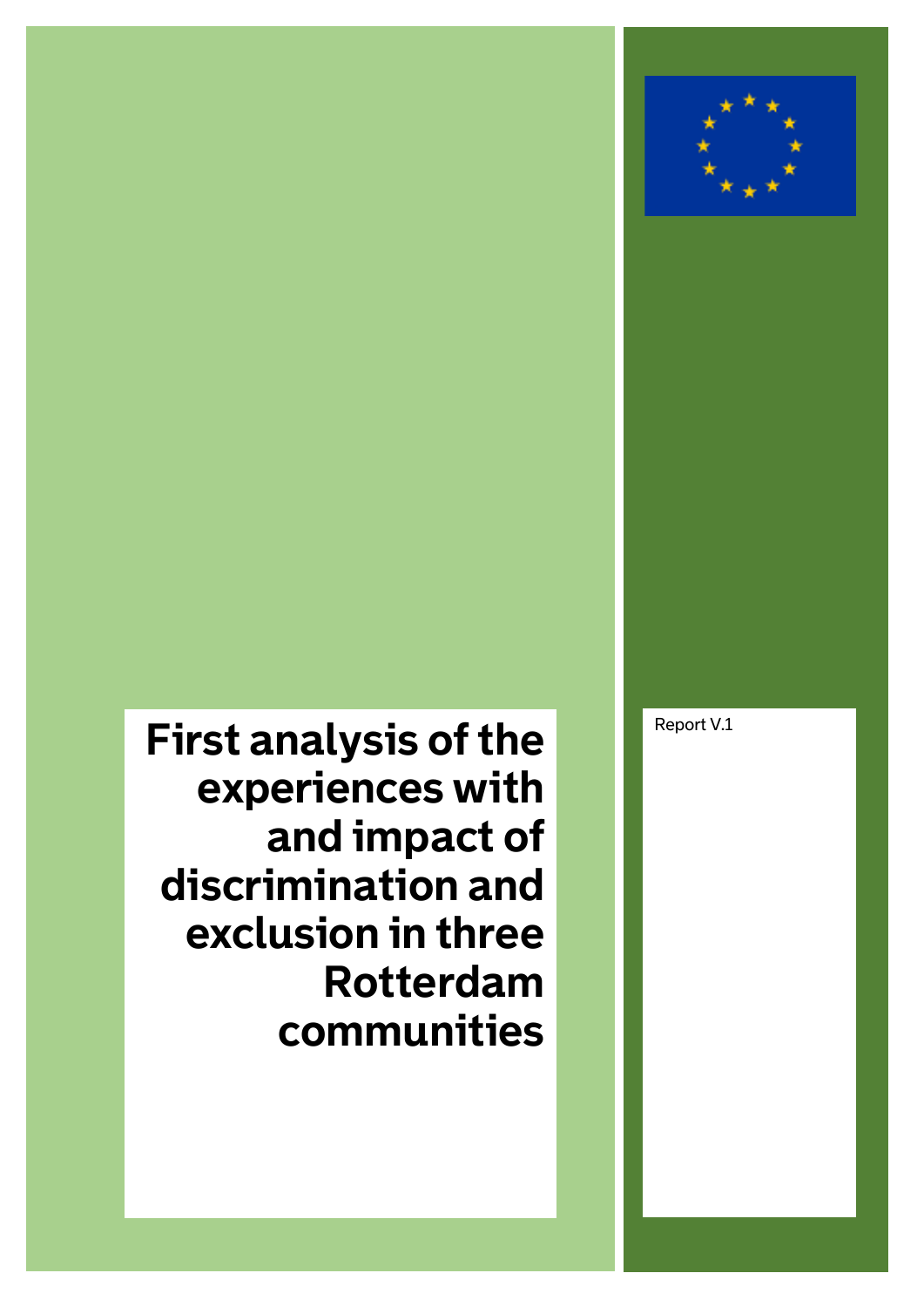# First analysis of the experiences with and impact of discrimination and exclusion in three Rotterdam communities

Report V.1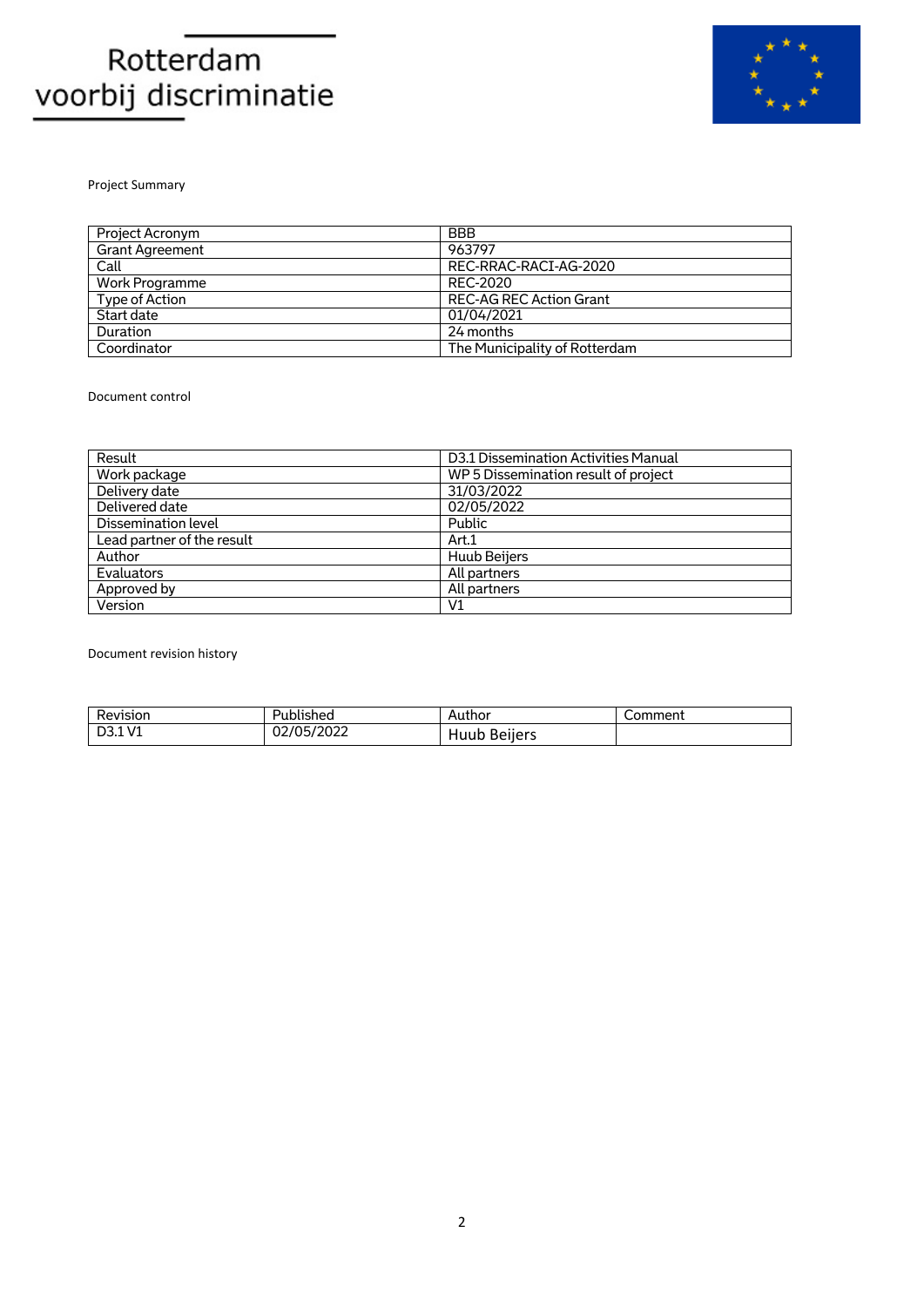Rotterdam voorbij discriminatie

Project Summary

| Project Acronym | BBB |
|---|---|
| Grant Agreement | 963797 |
| Call | REC-RRAC-RACI-AG-2020 |
| Work Programme | REC-2020 |
| Type of Action | REC-AG REC Action Grant |
| Start date | 01/04/2021 |
| Duration | 24 months |
| Coordinator | The Municipality of Rotterdam |

Document control

| Result | D3.1 Dissemination Activities Manual |
|---|---|
| Work package | WP 5 Dissemination result of project |
| Delivery date | 31/03/2022 |
| Delivered date | 02/05/2022 |
| Dissemination level | Public |
| Lead partner of the result | Art.1 |
| Author | Huub Beijers |
| Evaluators | All partners |
| Approved by | All partners |
| Version | V1 |

Document revision history

| Revision | Published | Author | Comment |
|---|---|---|---|
| D3.1 V1 | 02/05/2022 | Huub Beijers | |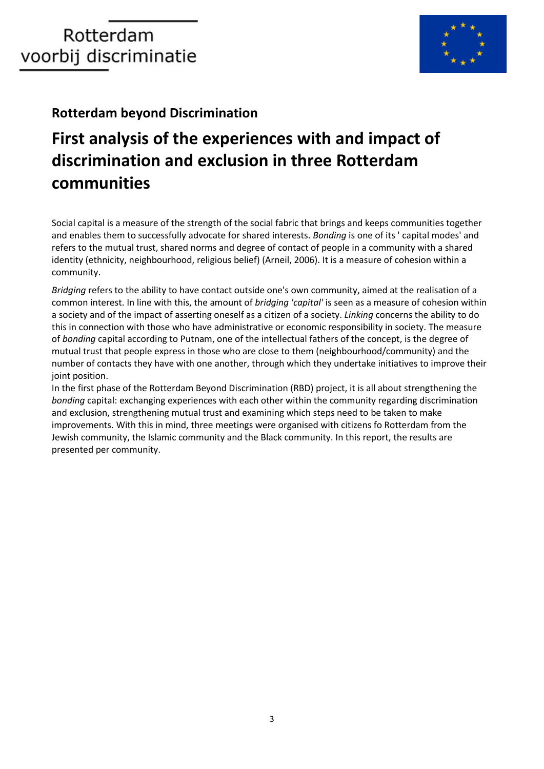Rotterdam voorbij discriminatie

## Rotterdam beyond Discrimination

# First analysis of the experiences with and impact of discrimination and exclusion in three Rotterdam communities

Social capital is a measure of the strength of the social fabric that brings and keeps communities together and enables them to successfully advocate for shared interests. *Bonding* is one of its ' capital modes' and refers to the mutual trust, shared norms and degree of contact of people in a community with a shared identity (ethnicity, neighbourhood, religious belief) (Arneil, 2006). It is a measure of cohesion within a community.

*Bridging* refers to the ability to have contact outside one's own community, aimed at the realisation of a common interest. In line with this, the amount of *bridging 'capital'* is seen as a measure of cohesion within a society and of the impact of asserting oneself as a citizen of a society. *Linking* concerns the ability to do this in connection with those who have administrative or economic responsibility in society. The measure of *bonding* capital according to Putnam, one of the intellectual fathers of the concept, is the degree of mutual trust that people express in those who are close to them (neighbourhood/community) and the number of contacts they have with one another, through which they undertake initiatives to improve their joint position.

In the first phase of the Rotterdam Beyond Discrimination (RBD) project, it is all about strengthening the *bonding* capital: exchanging experiences with each other within the community regarding discrimination and exclusion, strengthening mutual trust and examining which steps need to be taken to make improvements. With this in mind, three meetings were organised with citizens fo Rotterdam from the Jewish community, the Islamic community and the Black community. In this report, the results are presented per community.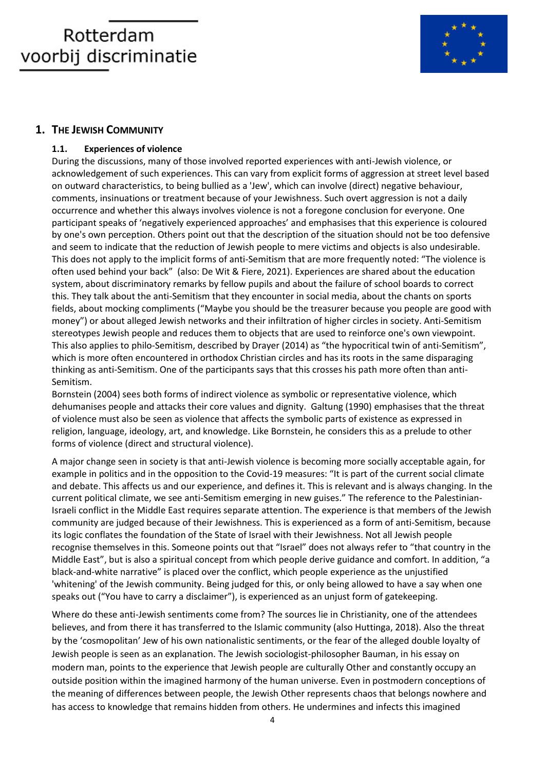## 1. The Jewish Community

### 1.1. Experiences of violence

During the discussions, many of those involved reported experiences with anti-Jewish violence, or acknowledgement of such experiences. This can vary from explicit forms of aggression at street level based on outward characteristics, to being bullied as a 'Jew', which can involve (direct) negative behaviour, comments, insinuations or treatment because of your Jewishness. Such overt aggression is not a daily occurrence and whether this always involves violence is not a foregone conclusion for everyone. One participant speaks of 'negatively experienced approaches' and emphasises that this experience is coloured by one's own perception. Others point out that the description of the situation should not be too defensive and seem to indicate that the reduction of Jewish people to mere victims and objects is also undesirable. This does not apply to the implicit forms of anti-Semitism that are more frequently noted: "The violence is often used behind your back" (also: De Wit & Fiere, 2021). Experiences are shared about the education system, about discriminatory remarks by fellow pupils and about the failure of school boards to correct this. They talk about the anti-Semitism that they encounter in social media, about the chants on sports fields, about mocking compliments ("Maybe you should be the treasurer because you people are good with money") or about alleged Jewish networks and their infiltration of higher circles in society. Anti-Semitism stereotypes Jewish people and reduces them to objects that are used to reinforce one's own viewpoint. This also applies to philo-Semitism, described by Drayer (2014) as "the hypocritical twin of anti-Semitism", which is more often encountered in orthodox Christian circles and has its roots in the same disparaging thinking as anti-Semitism. One of the participants says that this crosses his path more often than anti-Semitism.

Bornstein (2004) sees both forms of indirect violence as symbolic or representative violence, which dehumanises people and attacks their core values and dignity. Galtung (1990) emphasises that the threat of violence must also be seen as violence that affects the symbolic parts of existence as expressed in religion, language, ideology, art, and knowledge. Like Bornstein, he considers this as a prelude to other forms of violence (direct and structural violence).

A major change seen in society is that anti-Jewish violence is becoming more socially acceptable again, for example in politics and in the opposition to the Covid-19 measures: "It is part of the current social climate and debate. This affects us and our experience, and defines it. This is relevant and is always changing. In the current political climate, we see anti-Semitism emerging in new guises." The reference to the Palestinian-Israeli conflict in the Middle East requires separate attention. The experience is that members of the Jewish community are judged because of their Jewishness. This is experienced as a form of anti-Semitism, because its logic conflates the foundation of the State of Israel with their Jewishness. Not all Jewish people recognise themselves in this. Someone points out that "Israel" does not always refer to "that country in the Middle East", but is also a spiritual concept from which people derive guidance and comfort. In addition, "a black-and-white narrative" is placed over the conflict, which people experience as the unjustified 'whitening' of the Jewish community. Being judged for this, or only being allowed to have a say when one speaks out ("You have to carry a disclaimer"), is experienced as an unjust form of gatekeeping.

Where do these anti-Jewish sentiments come from? The sources lie in Christianity, one of the attendees believes, and from there it has transferred to the Islamic community (also Huttinga, 2018). Also the threat by the 'cosmopolitan' Jew of his own nationalistic sentiments, or the fear of the alleged double loyalty of Jewish people is seen as an explanation. The Jewish sociologist-philosopher Bauman, in his essay on modern man, points to the experience that Jewish people are culturally Other and constantly occupy an outside position within the imagined harmony of the human universe. Even in postmodern conceptions of the meaning of differences between people, the Jewish Other represents chaos that belongs nowhere and has access to knowledge that remains hidden from others. He undermines and infects this imagined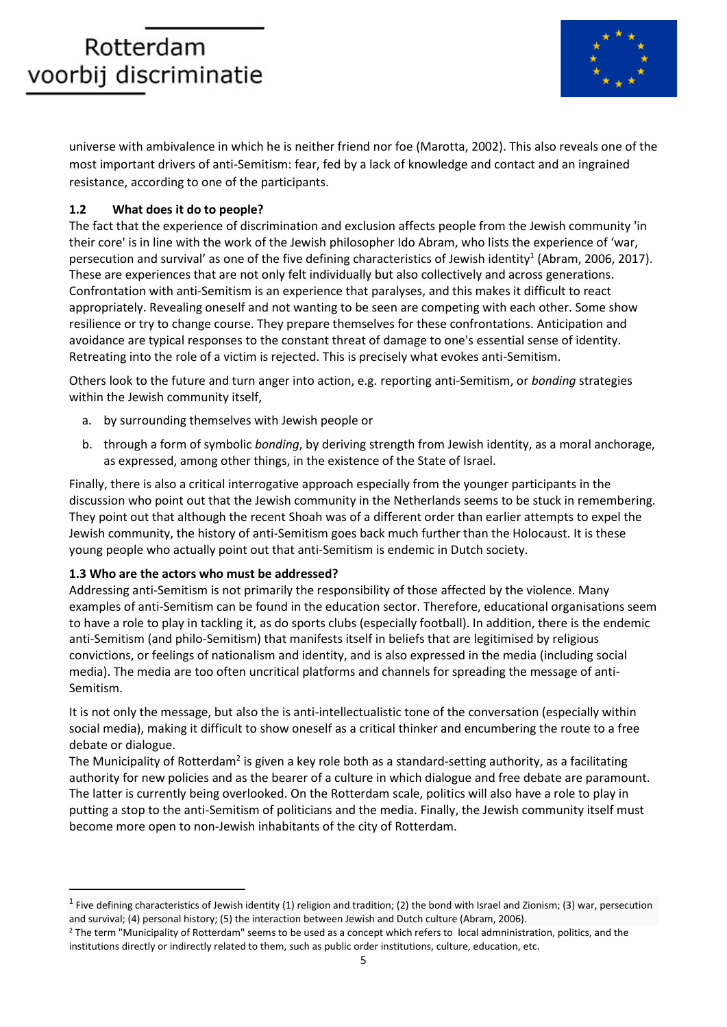universe with ambivalence in which he is neither friend nor foe (Marotta, 2002). This also reveals one of the most important drivers of anti-Semitism: fear, fed by a lack of knowledge and contact and an ingrained resistance, according to one of the participants.

### 1.2 What does it do to people?

The fact that the experience of discrimination and exclusion affects people from the Jewish community 'in their core' is in line with the work of the Jewish philosopher Ido Abram, who lists the experience of 'war, persecution and survival' as one of the five defining characteristics of Jewish identity[1] (Abram, 2006, 2017). These are experiences that are not only felt individually but also collectively and across generations. Confrontation with anti-Semitism is an experience that paralyses, and this makes it difficult to react appropriately. Revealing oneself and not wanting to be seen are competing with each other. Some show resilience or try to change course. They prepare themselves for these confrontations. Anticipation and avoidance are typical responses to the constant threat of damage to one's essential sense of identity. Retreating into the role of a victim is rejected. This is precisely what evokes anti-Semitism.

Others look to the future and turn anger into action, e.g. reporting anti-Semitism, or *bonding* strategies within the Jewish community itself,

a. by surrounding themselves with Jewish people or

b. through a form of symbolic *bonding*, by deriving strength from Jewish identity, as a moral anchorage, as expressed, among other things, in the existence of the State of Israel.

Finally, there is also a critical interrogative approach especially from the younger participants in the discussion who point out that the Jewish community in the Netherlands seems to be stuck in remembering. They point out that although the recent Shoah was of a different order than earlier attempts to expel the Jewish community, the history of anti-Semitism goes back much further than the Holocaust. It is these young people who actually point out that anti-Semitism is endemic in Dutch society.

### 1.3 Who are the actors who must be addressed?

Addressing anti-Semitism is not primarily the responsibility of those affected by the violence. Many examples of anti-Semitism can be found in the education sector. Therefore, educational organisations seem to have a role to play in tackling it, as do sports clubs (especially football). In addition, there is the endemic anti-Semitism (and philo-Semitism) that manifests itself in beliefs that are legitimised by religious convictions, or feelings of nationalism and identity, and is also expressed in the media (including social media). The media are too often uncritical platforms and channels for spreading the message of anti-Semitism.

It is not only the message, but also the is anti-intellectualistic tone of the conversation (especially within social media), making it difficult to show oneself as a critical thinker and encumbering the route to a free debate or dialogue.

The Municipality of Rotterdam[2] is given a key role both as a standard-setting authority, as a facilitating authority for new policies and as the bearer of a culture in which dialogue and free debate are paramount. The latter is currently being overlooked. On the Rotterdam scale, politics will also have a role to play in putting a stop to the anti-Semitism of politicians and the media. Finally, the Jewish community itself must become more open to non-Jewish inhabitants of the city of Rotterdam.

---

[1] Five defining characteristics of Jewish identity (1) religion and tradition; (2) the bond with Israel and Zionism; (3) war, persecution and survival; (4) personal history; (5) the interaction between Jewish and Dutch culture (Abram, 2006).

[2] The term "Municipality of Rotterdam" seems to be used as a concept which refers to local admninistration, politics, and the institutions directly or indirectly related to them, such as public order institutions, culture, education, etc.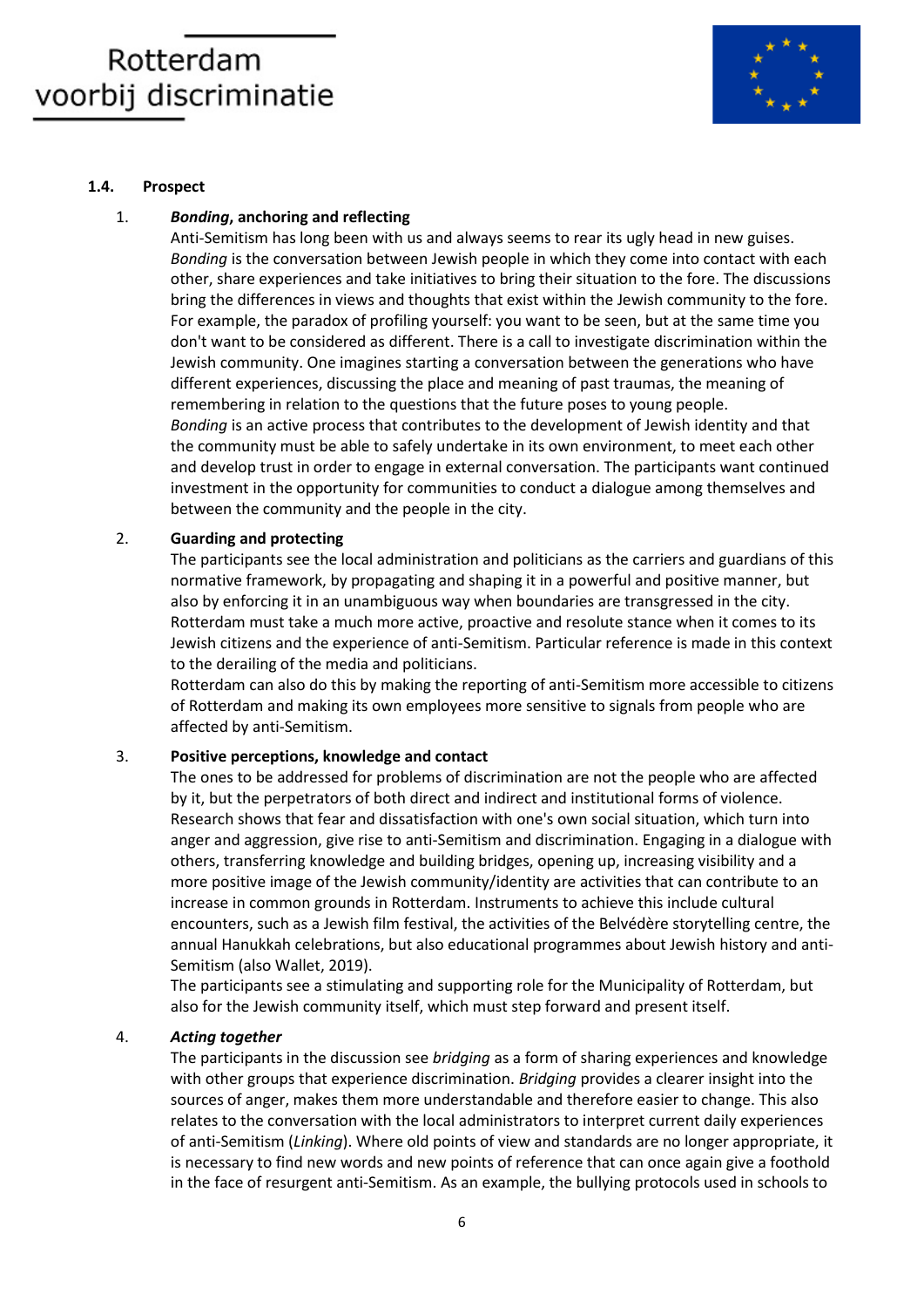### 1.4. Prospect

1. ***Bonding*, anchoring and reflecting**
   Anti-Semitism has long been with us and always seems to rear its ugly head in new guises. *Bonding* is the conversation between Jewish people in which they come into contact with each other, share experiences and take initiatives to bring their situation to the fore. The discussions bring the differences in views and thoughts that exist within the Jewish community to the fore. For example, the paradox of profiling yourself: you want to be seen, but at the same time you don't want to be considered as different. There is a call to investigate discrimination within the Jewish community. One imagines starting a conversation between the generations who have different experiences, discussing the place and meaning of past traumas, the meaning of remembering in relation to the questions that the future poses to young people.
   *Bonding* is an active process that contributes to the development of Jewish identity and that the community must be able to safely undertake in its own environment, to meet each other and develop trust in order to engage in external conversation. The participants want continued investment in the opportunity for communities to conduct a dialogue among themselves and between the community and the people in the city.

2. **Guarding and protecting**
   The participants see the local administration and politicians as the carriers and guardians of this normative framework, by propagating and shaping it in a powerful and positive manner, but also by enforcing it in an unambiguous way when boundaries are transgressed in the city. Rotterdam must take a much more active, proactive and resolute stance when it comes to its Jewish citizens and the experience of anti-Semitism. Particular reference is made in this context to the derailing of the media and politicians.
   Rotterdam can also do this by making the reporting of anti-Semitism more accessible to citizens of Rotterdam and making its own employees more sensitive to signals from people who are affected by anti-Semitism.

3. **Positive perceptions, knowledge and contact**
   The ones to be addressed for problems of discrimination are not the people who are affected by it, but the perpetrators of both direct and indirect and institutional forms of violence. Research shows that fear and dissatisfaction with one's own social situation, which turn into anger and aggression, give rise to anti-Semitism and discrimination. Engaging in a dialogue with others, transferring knowledge and building bridges, opening up, increasing visibility and a more positive image of the Jewish community/identity are activities that can contribute to an increase in common grounds in Rotterdam. Instruments to achieve this include cultural encounters, such as a Jewish film festival, the activities of the Belvédère storytelling centre, the annual Hanukkah celebrations, but also educational programmes about Jewish history and anti-Semitism (also Wallet, 2019).
   The participants see a stimulating and supporting role for the Municipality of Rotterdam, but also for the Jewish community itself, which must step forward and present itself.

4. ***Acting together***
   The participants in the discussion see *bridging* as a form of sharing experiences and knowledge with other groups that experience discrimination. *Bridging* provides a clearer insight into the sources of anger, makes them more understandable and therefore easier to change. This also relates to the conversation with the local administrators to interpret current daily experiences of anti-Semitism (*Linking*). Where old points of view and standards are no longer appropriate, it is necessary to find new words and new points of reference that can once again give a foothold in the face of resurgent anti-Semitism. As an example, the bullying protocols used in schools to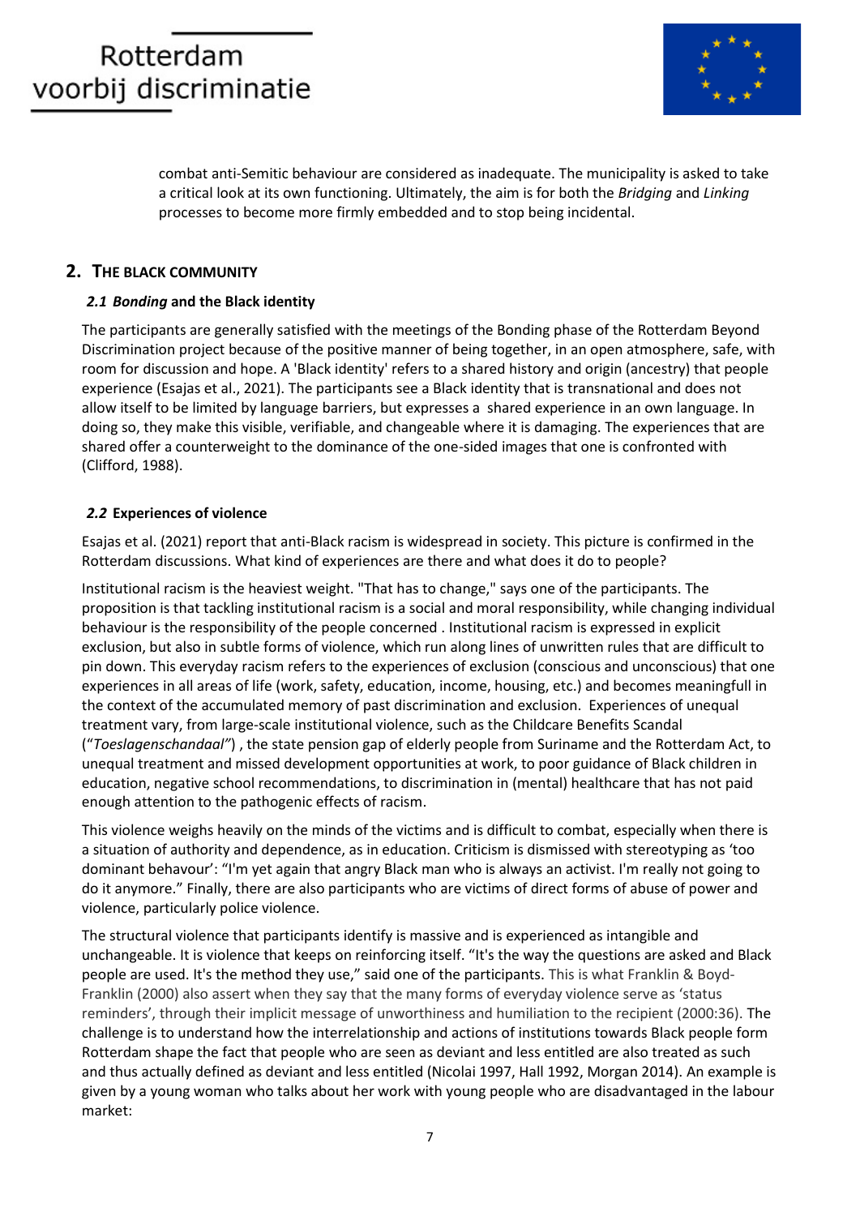combat anti-Semitic behaviour are considered as inadequate. The municipality is asked to take a critical look at its own functioning. Ultimately, the aim is for both the *Bridging* and *Linking* processes to become more firmly embedded and to stop being incidental.

## 2. THE BLACK COMMUNITY

### *2.1 Bonding* and the Black identity

The participants are generally satisfied with the meetings of the Bonding phase of the Rotterdam Beyond Discrimination project because of the positive manner of being together, in an open atmosphere, safe, with room for discussion and hope. A 'Black identity' refers to a shared history and origin (ancestry) that people experience (Esajas et al., 2021). The participants see a Black identity that is transnational and does not allow itself to be limited by language barriers, but expresses a shared experience in an own language. In doing so, they make this visible, verifiable, and changeable where it is damaging. The experiences that are shared offer a counterweight to the dominance of the one-sided images that one is confronted with (Clifford, 1988).

### *2.2* Experiences of violence

Esajas et al. (2021) report that anti-Black racism is widespread in society. This picture is confirmed in the Rotterdam discussions. What kind of experiences are there and what does it do to people?

Institutional racism is the heaviest weight. "That has to change," says one of the participants. The proposition is that tackling institutional racism is a social and moral responsibility, while changing individual behaviour is the responsibility of the people concerned . Institutional racism is expressed in explicit exclusion, but also in subtle forms of violence, which run along lines of unwritten rules that are difficult to pin down. This everyday racism refers to the experiences of exclusion (conscious and unconscious) that one experiences in all areas of life (work, safety, education, income, housing, etc.) and becomes meaningfull in the context of the accumulated memory of past discrimination and exclusion. Experiences of unequal treatment vary, from large-scale institutional violence, such as the Childcare Benefits Scandal ("*Toeslagenschandaal"*) , the state pension gap of elderly people from Suriname and the Rotterdam Act, to unequal treatment and missed development opportunities at work, to poor guidance of Black children in education, negative school recommendations, to discrimination in (mental) healthcare that has not paid enough attention to the pathogenic effects of racism.

This violence weighs heavily on the minds of the victims and is difficult to combat, especially when there is a situation of authority and dependence, as in education. Criticism is dismissed with stereotyping as 'too dominant behaviour': "I'm yet again that angry Black man who is always an activist. I'm really not going to do it anymore." Finally, there are also participants who are victims of direct forms of abuse of power and violence, particularly police violence.

The structural violence that participants identify is massive and is experienced as intangible and unchangeable. It is violence that keeps on reinforcing itself. "It's the way the questions are asked and Black people are used. It's the method they use," said one of the participants. This is what Franklin & Boyd-Franklin (2000) also assert when they say that the many forms of everyday violence serve as 'status reminders', through their implicit message of unworthiness and humiliation to the recipient (2000:36). The challenge is to understand how the interrelationship and actions of institutions towards Black people form Rotterdam shape the fact that people who are seen as deviant and less entitled are also treated as such and thus actually defined as deviant and less entitled (Nicolai 1997, Hall 1992, Morgan 2014). An example is given by a young woman who talks about her work with young people who are disadvantaged in the labour market: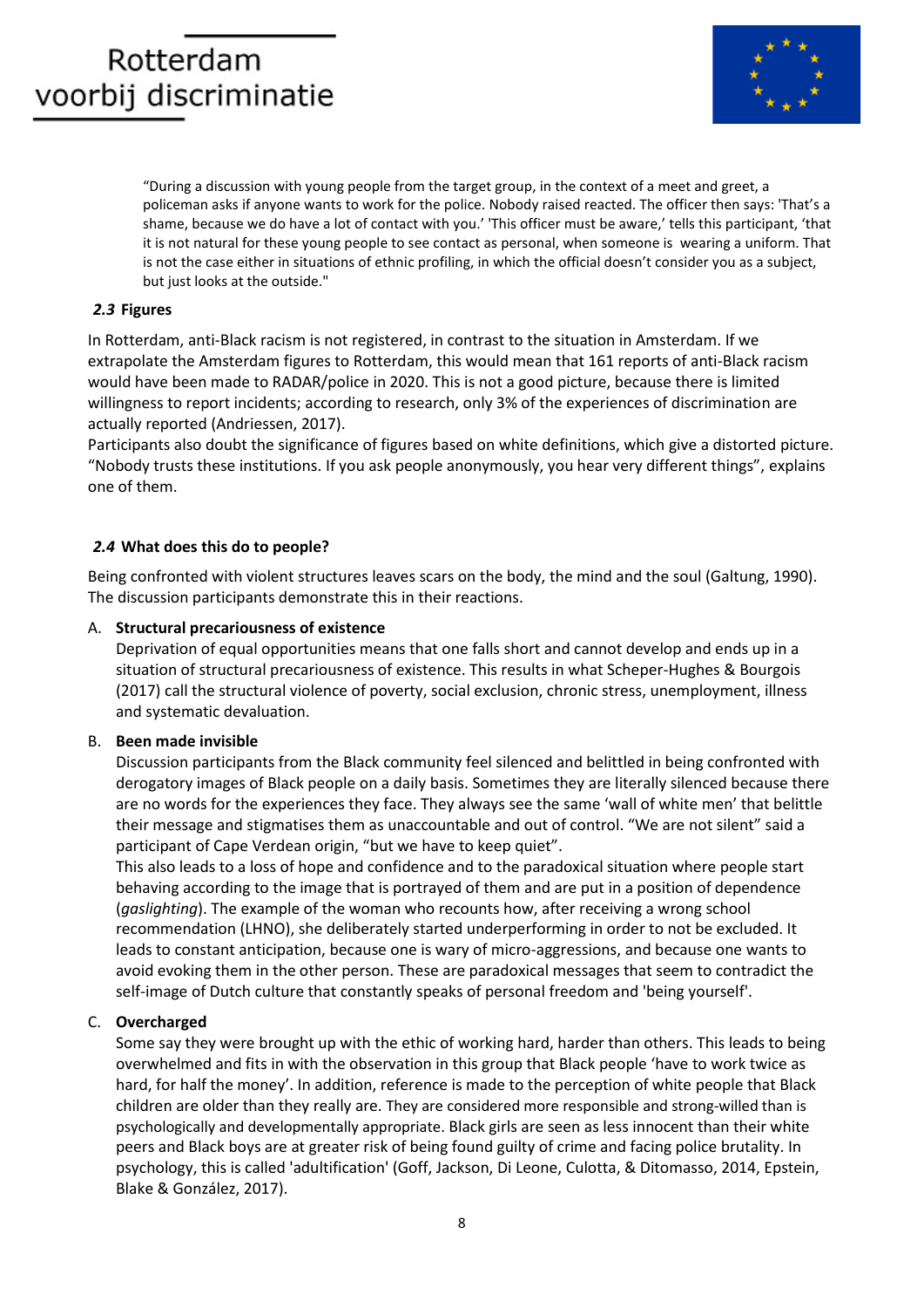> "During a discussion with young people from the target group, in the context of a meet and greet, a policeman asks if anyone wants to work for the police. Nobody raised reacted. The officer then says: 'That's a shame, because we do have a lot of contact with you.' 'This officer must be aware,' tells this participant, 'that it is not natural for these young people to see contact as personal, when someone is wearing a uniform. That is not the case either in situations of ethnic profiling, in which the official doesn't consider you as a subject, but just looks at the outside."

### *2.3* Figures

In Rotterdam, anti-Black racism is not registered, in contrast to the situation in Amsterdam. If we extrapolate the Amsterdam figures to Rotterdam, this would mean that 161 reports of anti-Black racism would have been made to RADAR/police in 2020. This is not a good picture, because there is limited willingness to report incidents; according to research, only 3% of the experiences of discrimination are actually reported (Andriessen, 2017).

Participants also doubt the significance of figures based on white definitions, which give a distorted picture. "Nobody trusts these institutions. If you ask people anonymously, you hear very different things", explains one of them.

### *2.4* What does this do to people?

Being confronted with violent structures leaves scars on the body, the mind and the soul (Galtung, 1990). The discussion participants demonstrate this in their reactions.

A. **Structural precariousness of existence**
Deprivation of equal opportunities means that one falls short and cannot develop and ends up in a situation of structural precariousness of existence. This results in what Scheper-Hughes & Bourgois (2017) call the structural violence of poverty, social exclusion, chronic stress, unemployment, illness and systematic devaluation.

B. **Been made invisible**
Discussion participants from the Black community feel silenced and belittled in being confronted with derogatory images of Black people on a daily basis. Sometimes they are literally silenced because there are no words for the experiences they face. They always see the same 'wall of white men' that belittle their message and stigmatises them as unaccountable and out of control. "We are not silent" said a participant of Cape Verdean origin, "but we have to keep quiet".
This also leads to a loss of hope and confidence and to the paradoxical situation where people start behaving according to the image that is portrayed of them and are put in a position of dependence (*gaslighting*). The example of the woman who recounts how, after receiving a wrong school recommendation (LHNO), she deliberately started underperforming in order to not be excluded. It leads to constant anticipation, because one is wary of micro-aggressions, and because one wants to avoid evoking them in the other person. These are paradoxical messages that seem to contradict the self-image of Dutch culture that constantly speaks of personal freedom and 'being yourself'.

C. **Overcharged**
Some say they were brought up with the ethic of working hard, harder than others. This leads to being overwhelmed and fits in with the observation in this group that Black people 'have to work twice as hard, for half the money'. In addition, reference is made to the perception of white people that Black children are older than they really are. They are considered more responsible and strong-willed than is psychologically and developmentally appropriate. Black girls are seen as less innocent than their white peers and Black boys are at greater risk of being found guilty of crime and facing police brutality. In psychology, this is called 'adultification' (Goff, Jackson, Di Leone, Culotta, & Ditomasso, 2014, Epstein, Blake & González, 2017).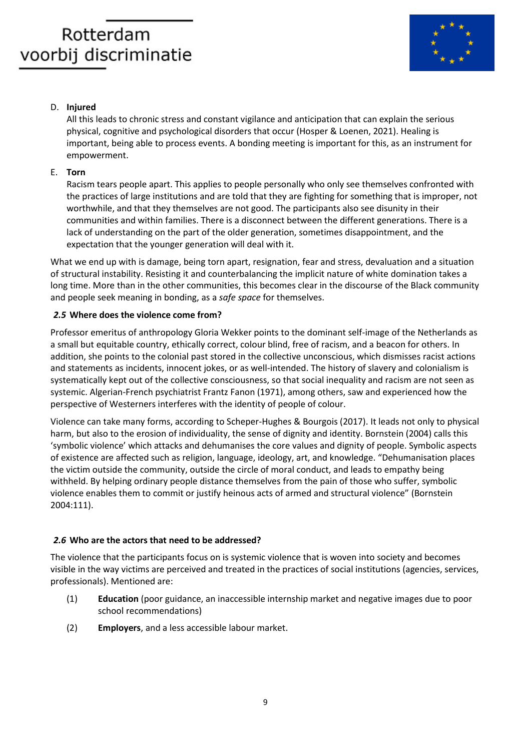D. **Injured**

All this leads to chronic stress and constant vigilance and anticipation that can explain the serious physical, cognitive and psychological disorders that occur (Hosper & Loenen, 2021). Healing is important, being able to process events. A bonding meeting is important for this, as an instrument for empowerment.

E. **Torn**

Racism tears people apart. This applies to people personally who only see themselves confronted with the practices of large institutions and are told that they are fighting for something that is improper, not worthwhile, and that they themselves are not good. The participants also see disunity in their communities and within families. There is a disconnect between the different generations. There is a lack of understanding on the part of the older generation, sometimes disappointment, and the expectation that the younger generation will deal with it.

What we end up with is damage, being torn apart, resignation, fear and stress, devaluation and a situation of structural instability. Resisting it and counterbalancing the implicit nature of white domination takes a long time. More than in the other communities, this becomes clear in the discourse of the Black community and people seek meaning in bonding, as a *safe space* for themselves.

### *2.5* Where does the violence come from?

Professor emeritus of anthropology Gloria Wekker points to the dominant self-image of the Netherlands as a small but equitable country, ethically correct, colour blind, free of racism, and a beacon for others. In addition, she points to the colonial past stored in the collective unconscious, which dismisses racist actions and statements as incidents, innocent jokes, or as well-intended. The history of slavery and colonialism is systematically kept out of the collective consciousness, so that social inequality and racism are not seen as systemic. Algerian-French psychiatrist Frantz Fanon (1971), among others, saw and experienced how the perspective of Westerners interferes with the identity of people of colour.

Violence can take many forms, according to Scheper-Hughes & Bourgois (2017). It leads not only to physical harm, but also to the erosion of individuality, the sense of dignity and identity. Bornstein (2004) calls this 'symbolic violence' which attacks and dehumanises the core values and dignity of people. Symbolic aspects of existence are affected such as religion, language, ideology, art, and knowledge. "Dehumanisation places the victim outside the community, outside the circle of moral conduct, and leads to empathy being withheld. By helping ordinary people distance themselves from the pain of those who suffer, symbolic violence enables them to commit or justify heinous acts of armed and structural violence" (Bornstein 2004:111).

### *2.6* Who are the actors that need to be addressed?

The violence that the participants focus on is systemic violence that is woven into society and becomes visible in the way victims are perceived and treated in the practices of social institutions (agencies, services, professionals). Mentioned are:

(1) **Education** (poor guidance, an inaccessible internship market and negative images due to poor school recommendations)

(2) **Employers**, and a less accessible labour market.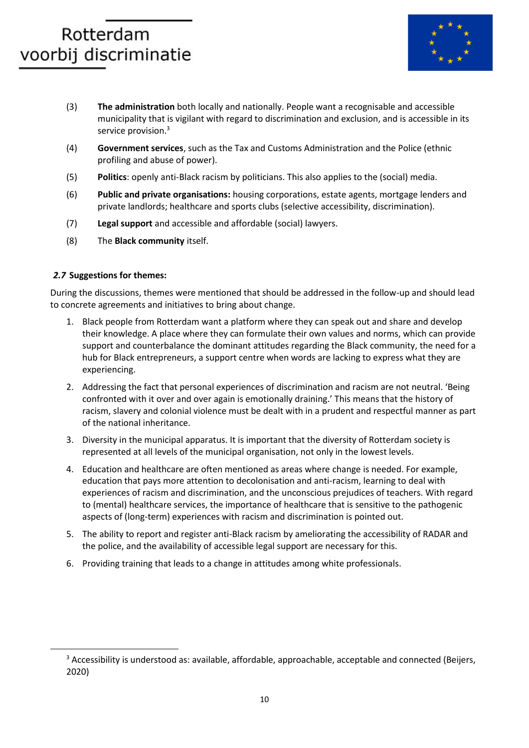(3) **The administration** both locally and nationally. People want a recognisable and accessible municipality that is vigilant with regard to discrimination and exclusion, and is accessible in its service provision.[3]

(4) **Government services**, such as the Tax and Customs Administration and the Police (ethnic profiling and abuse of power).

(5) **Politics**: openly anti-Black racism by politicians. This also applies to the (social) media.

(6) **Public and private organisations:** housing corporations, estate agents, mortgage lenders and private landlords; healthcare and sports clubs (selective accessibility, discrimination).

(7) **Legal support** and accessible and affordable (social) lawyers.

(8) The **Black community** itself.

### *2.7* Suggestions for themes:

During the discussions, themes were mentioned that should be addressed in the follow-up and should lead to concrete agreements and initiatives to bring about change.

1. Black people from Rotterdam want a platform where they can speak out and share and develop their knowledge. A place where they can formulate their own values and norms, which can provide support and counterbalance the dominant attitudes regarding the Black community, the need for a hub for Black entrepreneurs, a support centre when words are lacking to express what they are experiencing.
2. Addressing the fact that personal experiences of discrimination and racism are not neutral. 'Being confronted with it over and over again is emotionally draining.' This means that the history of racism, slavery and colonial violence must be dealt with in a prudent and respectful manner as part of the national inheritance.
3. Diversity in the municipal apparatus. It is important that the diversity of Rotterdam society is represented at all levels of the municipal organisation, not only in the lowest levels.
4. Education and healthcare are often mentioned as areas where change is needed. For example, education that pays more attention to decolonisation and anti-racism, learning to deal with experiences of racism and discrimination, and the unconscious prejudices of teachers. With regard to (mental) healthcare services, the importance of healthcare that is sensitive to the pathogenic aspects of (long-term) experiences with racism and discrimination is pointed out.
5. The ability to report and register anti-Black racism by ameliorating the accessibility of RADAR and the police, and the availability of accessible legal support are necessary for this.
6. Providing training that leads to a change in attitudes among white professionals.

---

[3] Accessibility is understood as: available, affordable, approachable, acceptable and connected (Beijers, 2020)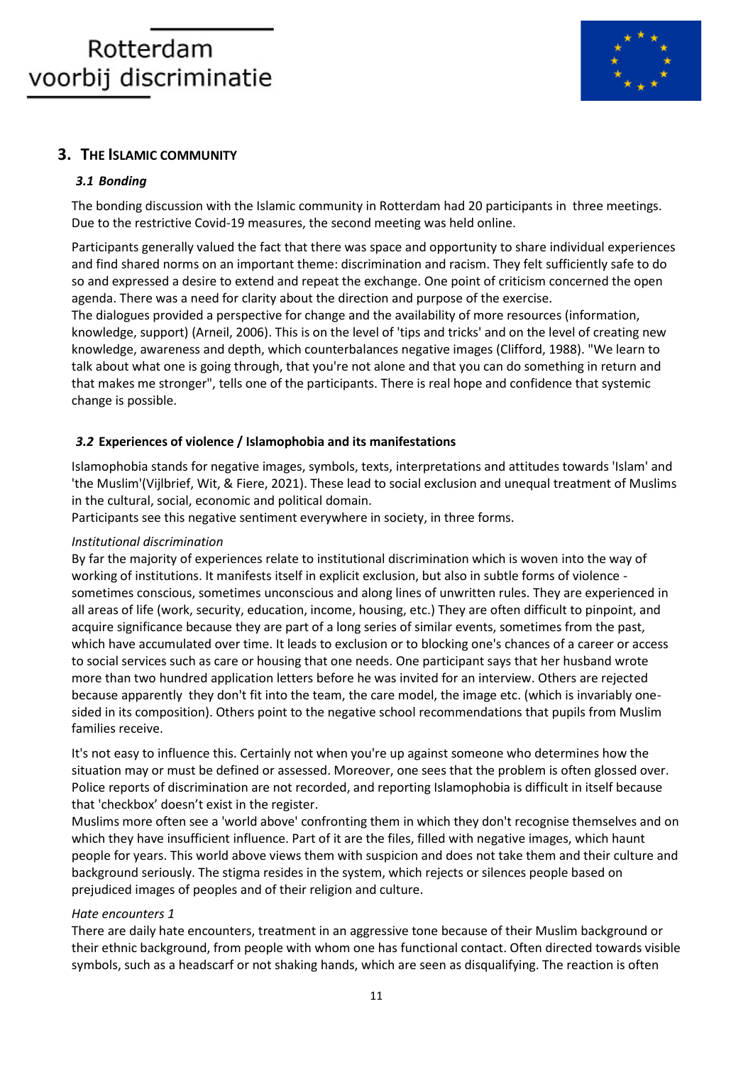## 3. The Islamic community

### *3.1 Bonding*

The bonding discussion with the Islamic community in Rotterdam had 20 participants in three meetings. Due to the restrictive Covid-19 measures, the second meeting was held online.

Participants generally valued the fact that there was space and opportunity to share individual experiences and find shared norms on an important theme: discrimination and racism. They felt sufficiently safe to do so and expressed a desire to extend and repeat the exchange. One point of criticism concerned the open agenda. There was a need for clarity about the direction and purpose of the exercise.
The dialogues provided a perspective for change and the availability of more resources (information, knowledge, support) (Arneil, 2006). This is on the level of 'tips and tricks' and on the level of creating new knowledge, awareness and depth, which counterbalances negative images (Clifford, 1988). "We learn to talk about what one is going through, that you're not alone and that you can do something in return and that makes me stronger", tells one of the participants. There is real hope and confidence that systemic change is possible.

### *3.2* Experiences of violence / Islamophobia and its manifestations

Islamophobia stands for negative images, symbols, texts, interpretations and attitudes towards 'Islam' and 'the Muslim'(Vijlbrief, Wit, & Fiere, 2021). These lead to social exclusion and unequal treatment of Muslims in the cultural, social, economic and political domain.
Participants see this negative sentiment everywhere in society, in three forms.

*Institutional discrimination*
By far the majority of experiences relate to institutional discrimination which is woven into the way of working of institutions. It manifests itself in explicit exclusion, but also in subtle forms of violence - sometimes conscious, sometimes unconscious and along lines of unwritten rules. They are experienced in all areas of life (work, security, education, income, housing, etc.) They are often difficult to pinpoint, and acquire significance because they are part of a long series of similar events, sometimes from the past, which have accumulated over time. It leads to exclusion or to blocking one's chances of a career or access to social services such as care or housing that one needs. One participant says that her husband wrote more than two hundred application letters before he was invited for an interview. Others are rejected because apparently they don't fit into the team, the care model, the image etc. (which is invariably one-sided in its composition). Others point to the negative school recommendations that pupils from Muslim families receive.

It's not easy to influence this. Certainly not when you're up against someone who determines how the situation may or must be defined or assessed. Moreover, one sees that the problem is often glossed over. Police reports of discrimination are not recorded, and reporting Islamophobia is difficult in itself because that 'checkbox' doesn't exist in the register.
Muslims more often see a 'world above' confronting them in which they don't recognise themselves and on which they have insufficient influence. Part of it are the files, filled with negative images, which haunt people for years. This world above views them with suspicion and does not take them and their culture and background seriously. The stigma resides in the system, which rejects or silences people based on prejudiced images of peoples and of their religion and culture.

*Hate encounters 1*
There are daily hate encounters, treatment in an aggressive tone because of their Muslim background or their ethnic background, from people with whom one has functional contact. Often directed towards visible symbols, such as a headscarf or not shaking hands, which are seen as disqualifying. The reaction is often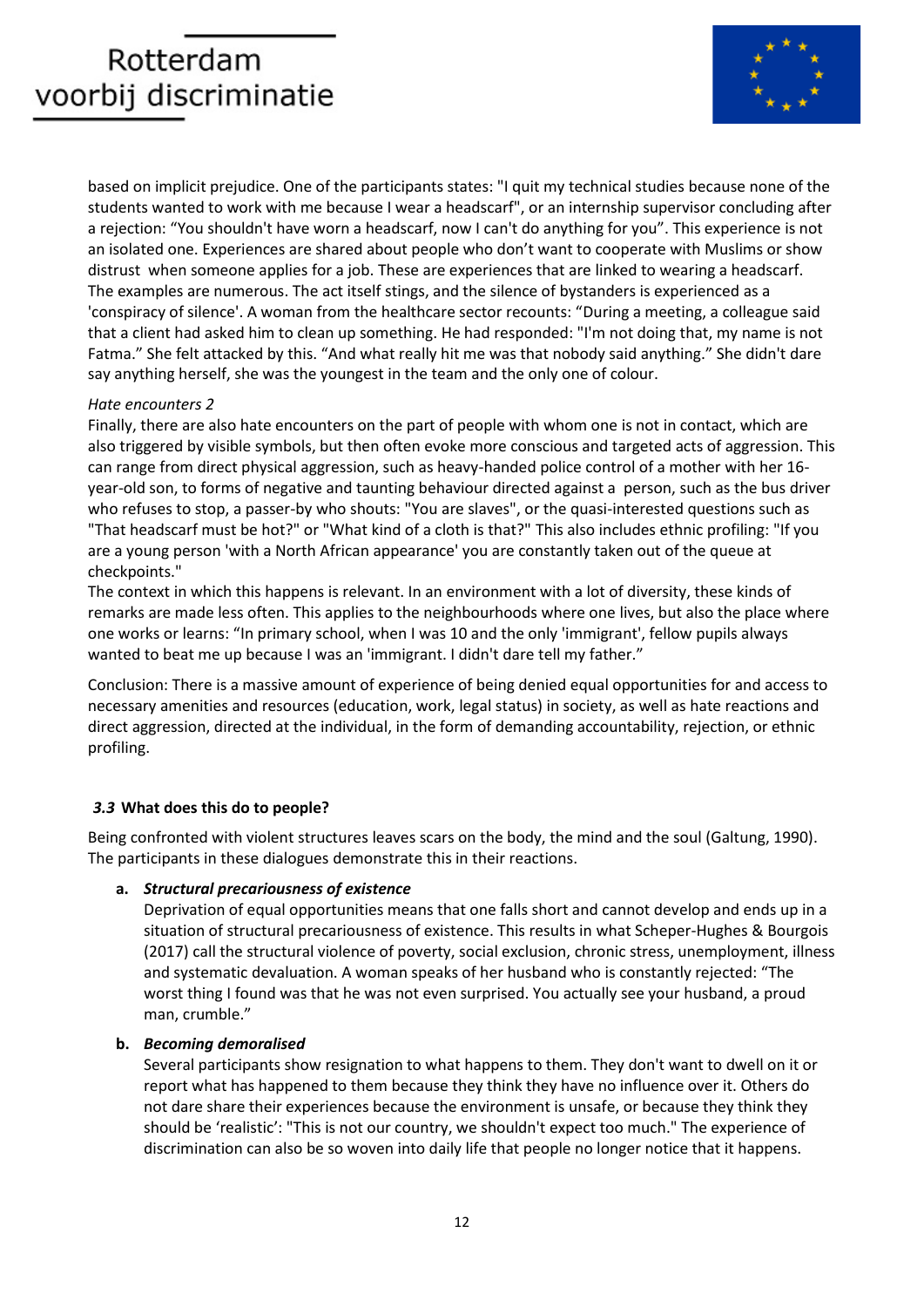based on implicit prejudice. One of the participants states: "I quit my technical studies because none of the students wanted to work with me because I wear a headscarf", or an internship supervisor concluding after a rejection: “You shouldn't have worn a headscarf, now I can't do anything for you”. This experience is not an isolated one. Experiences are shared about people who don’t want to cooperate with Muslims or show distrust when someone applies for a job. These are experiences that are linked to wearing a headscarf. The examples are numerous. The act itself stings, and the silence of bystanders is experienced as a 'conspiracy of silence'. A woman from the healthcare sector recounts: “During a meeting, a colleague said that a client had asked him to clean up something. He had responded: "I'm not doing that, my name is not Fatma." She felt attacked by this. “And what really hit me was that nobody said anything.” She didn't dare say anything herself, she was the youngest in the team and the only one of colour.

*Hate encounters 2*

Finally, there are also hate encounters on the part of people with whom one is not in contact, which are also triggered by visible symbols, but then often evoke more conscious and targeted acts of aggression. This can range from direct physical aggression, such as heavy-handed police control of a mother with her 16-year-old son, to forms of negative and taunting behaviour directed against a person, such as the bus driver who refuses to stop, a passer-by who shouts: "You are slaves", or the quasi-interested questions such as "That headscarf must be hot?" or "What kind of a cloth is that?" This also includes ethnic profiling: "If you are a young person 'with a North African appearance' you are constantly taken out of the queue at checkpoints."

The context in which this happens is relevant. In an environment with a lot of diversity, these kinds of remarks are made less often. This applies to the neighbourhoods where one lives, but also the place where one works or learns: “In primary school, when I was 10 and the only 'immigrant', fellow pupils always wanted to beat me up because I was an 'immigrant. I didn't dare tell my father.”

Conclusion: There is a massive amount of experience of being denied equal opportunities for and access to necessary amenities and resources (education, work, legal status) in society, as well as hate reactions and direct aggression, directed at the individual, in the form of demanding accountability, rejection, or ethnic profiling.

### *3.3* What does this do to people?

Being confronted with violent structures leaves scars on the body, the mind and the soul (Galtung, 1990). The participants in these dialogues demonstrate this in their reactions.

**a. *Structural precariousness of existence***

Deprivation of equal opportunities means that one falls short and cannot develop and ends up in a situation of structural precariousness of existence. This results in what Scheper-Hughes & Bourgois (2017) call the structural violence of poverty, social exclusion, chronic stress, unemployment, illness and systematic devaluation. A woman speaks of her husband who is constantly rejected: “The worst thing I found was that he was not even surprised. You actually see your husband, a proud man, crumble.”

**b. *Becoming demoralised***

Several participants show resignation to what happens to them. They don't want to dwell on it or report what has happened to them because they think they have no influence over it. Others do not dare share their experiences because the environment is unsafe, or because they think they should be ‘realistic’: "This is not our country, we shouldn't expect too much." The experience of discrimination can also be so woven into daily life that people no longer notice that it happens.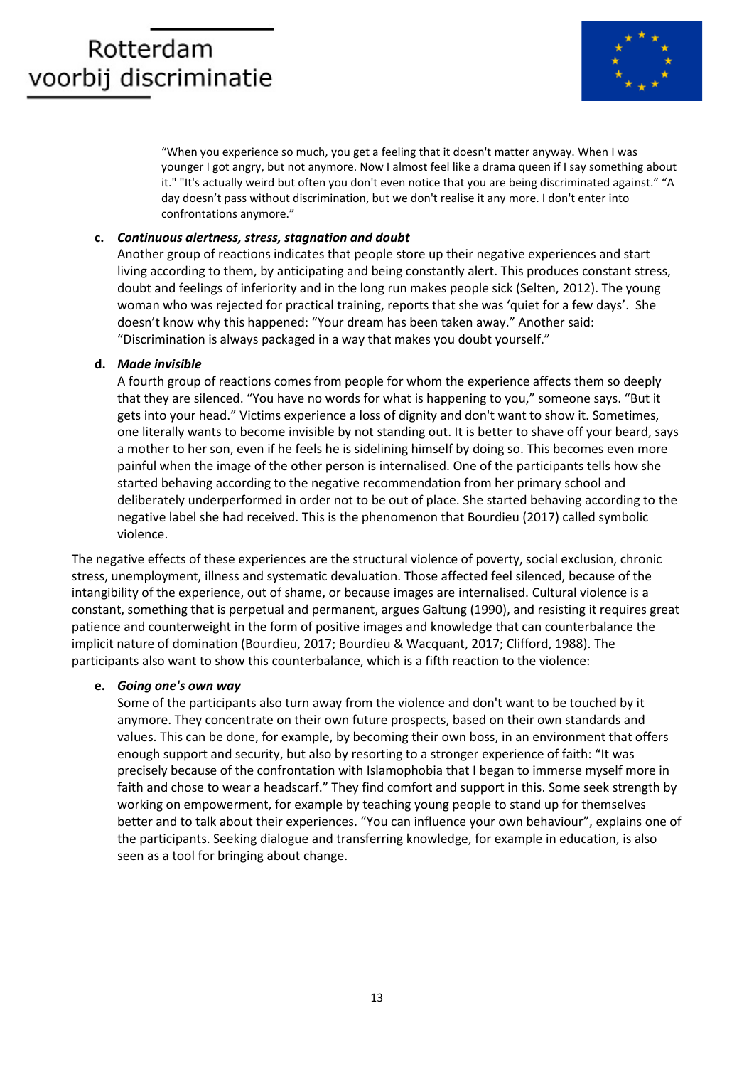> "When you experience so much, you get a feeling that it doesn't matter anyway. When I was younger I got angry, but not anymore. Now I almost feel like a drama queen if I say something about it." "It's actually weird but often you don't even notice that you are being discriminated against." "A day doesn't pass without discrimination, but we don't realise it any more. I don't enter into confrontations anymore."

**c. *Continuous alertness, stress, stagnation and doubt***

Another group of reactions indicates that people store up their negative experiences and start living according to them, by anticipating and being constantly alert. This produces constant stress, doubt and feelings of inferiority and in the long run makes people sick (Selten, 2012). The young woman who was rejected for practical training, reports that she was 'quiet for a few days'. She doesn't know why this happened: "Your dream has been taken away." Another said: "Discrimination is always packaged in a way that makes you doubt yourself."

**d. *Made invisible***

A fourth group of reactions comes from people for whom the experience affects them so deeply that they are silenced. "You have no words for what is happening to you," someone says. "But it gets into your head." Victims experience a loss of dignity and don't want to show it. Sometimes, one literally wants to become invisible by not standing out. It is better to shave off your beard, says a mother to her son, even if he feels he is sidelining himself by doing so. This becomes even more painful when the image of the other person is internalised. One of the participants tells how she started behaving according to the negative recommendation from her primary school and deliberately underperformed in order not to be out of place. She started behaving according to the negative label she had received. This is the phenomenon that Bourdieu (2017) called symbolic violence.

The negative effects of these experiences are the structural violence of poverty, social exclusion, chronic stress, unemployment, illness and systematic devaluation. Those affected feel silenced, because of the intangibility of the experience, out of shame, or because images are internalised. Cultural violence is a constant, something that is perpetual and permanent, argues Galtung (1990), and resisting it requires great patience and counterweight in the form of positive images and knowledge that can counterbalance the implicit nature of domination (Bourdieu, 2017; Bourdieu & Wacquant, 2017; Clifford, 1988). The participants also want to show this counterbalance, which is a fifth reaction to the violence:

**e. *Going one's own way***

Some of the participants also turn away from the violence and don't want to be touched by it anymore. They concentrate on their own future prospects, based on their own standards and values. This can be done, for example, by becoming their own boss, in an environment that offers enough support and security, but also by resorting to a stronger experience of faith: "It was precisely because of the confrontation with Islamophobia that I began to immerse myself more in faith and chose to wear a headscarf." They find comfort and support in this. Some seek strength by working on empowerment, for example by teaching young people to stand up for themselves better and to talk about their experiences. "You can influence your own behaviour", explains one of the participants. Seeking dialogue and transferring knowledge, for example in education, is also seen as a tool for bringing about change.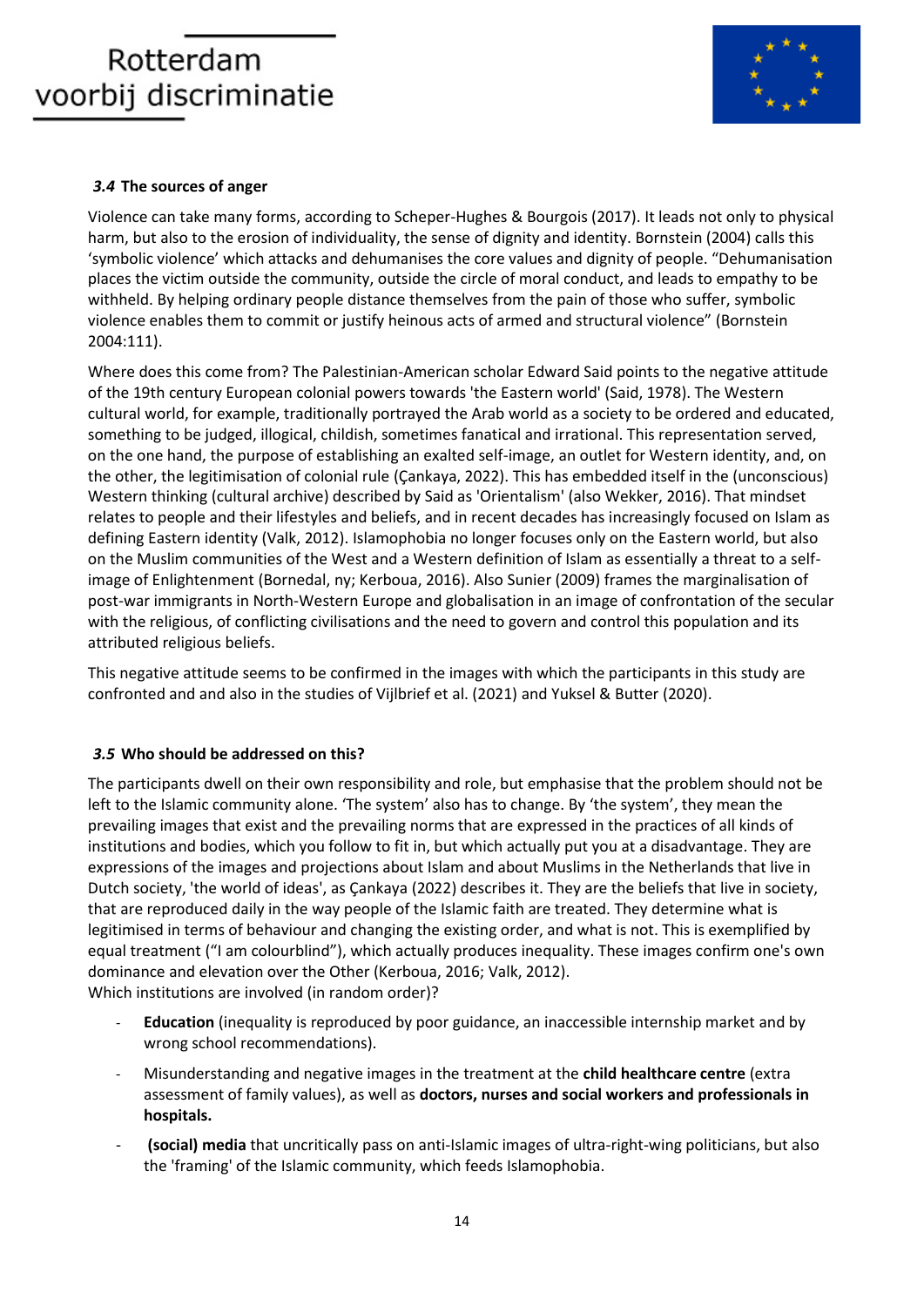### *3.4* The sources of anger

Violence can take many forms, according to Scheper-Hughes & Bourgois (2017). It leads not only to physical harm, but also to the erosion of individuality, the sense of dignity and identity. Bornstein (2004) calls this 'symbolic violence' which attacks and dehumanises the core values and dignity of people. "Dehumanisation places the victim outside the community, outside the circle of moral conduct, and leads to empathy to be withheld. By helping ordinary people distance themselves from the pain of those who suffer, symbolic violence enables them to commit or justify heinous acts of armed and structural violence" (Bornstein 2004:111).

Where does this come from? The Palestinian-American scholar Edward Said points to the negative attitude of the 19th century European colonial powers towards 'the Eastern world' (Said, 1978). The Western cultural world, for example, traditionally portrayed the Arab world as a society to be ordered and educated, something to be judged, illogical, childish, sometimes fanatical and irrational. This representation served, on the one hand, the purpose of establishing an exalted self-image, an outlet for Western identity, and, on the other, the legitimisation of colonial rule (Çankaya, 2022). This has embedded itself in the (unconscious) Western thinking (cultural archive) described by Said as 'Orientalism' (also Wekker, 2016). That mindset relates to people and their lifestyles and beliefs, and in recent decades has increasingly focused on Islam as defining Eastern identity (Valk, 2012). Islamophobia no longer focuses only on the Eastern world, but also on the Muslim communities of the West and a Western definition of Islam as essentially a threat to a self-image of Enlightenment (Bornedal, ny; Kerboua, 2016). Also Sunier (2009) frames the marginalisation of post-war immigrants in North-Western Europe and globalisation in an image of confrontation of the secular with the religious, of conflicting civilisations and the need to govern and control this population and its attributed religious beliefs.

This negative attitude seems to be confirmed in the images with which the participants in this study are confronted and and also in the studies of Vijlbrief et al. (2021) and Yuksel & Butter (2020).

### *3.5* Who should be addressed on this?

The participants dwell on their own responsibility and role, but emphasise that the problem should not be left to the Islamic community alone. 'The system' also has to change. By 'the system', they mean the prevailing images that exist and the prevailing norms that are expressed in the practices of all kinds of institutions and bodies, which you follow to fit in, but which actually put you at a disadvantage. They are expressions of the images and projections about Islam and about Muslims in the Netherlands that live in Dutch society, 'the world of ideas', as Çankaya (2022) describes it. They are the beliefs that live in society, that are reproduced daily in the way people of the Islamic faith are treated. They determine what is legitimised in terms of behaviour and changing the existing order, and what is not. This is exemplified by equal treatment ("I am colourblind"), which actually produces inequality. These images confirm one's own dominance and elevation over the Other (Kerboua, 2016; Valk, 2012).
Which institutions are involved (in random order)?

- **Education** (inequality is reproduced by poor guidance, an inaccessible internship market and by wrong school recommendations).
- Misunderstanding and negative images in the treatment at the **child healthcare centre** (extra assessment of family values), as well as **doctors, nurses and social workers and professionals in hospitals.**
- **(social) media** that uncritically pass on anti-Islamic images of ultra-right-wing politicians, but also the 'framing' of the Islamic community, which feeds Islamophobia.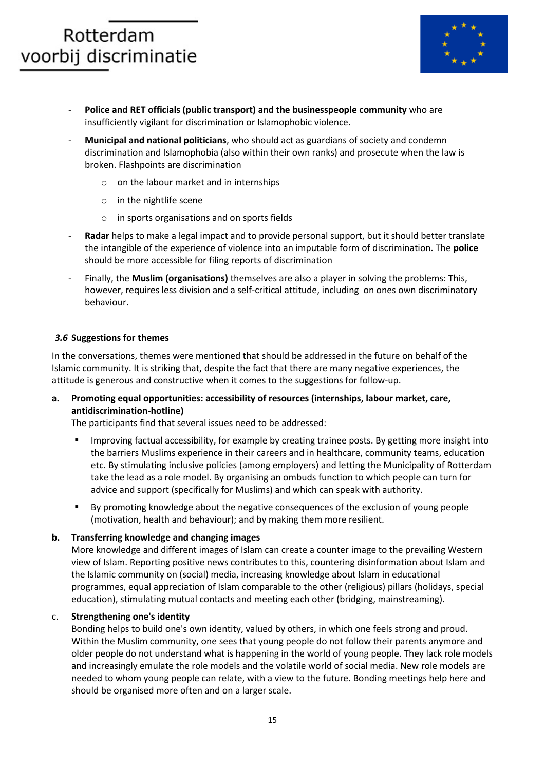- **Police and RET officials (public transport) and the businesspeople community** who are insufficiently vigilant for discrimination or Islamophobic violence.
- **Municipal and national politicians**, who should act as guardians of society and condemn discrimination and Islamophobia (also within their own ranks) and prosecute when the law is broken. Flashpoints are discrimination
    - on the labour market and in internships
    - in the nightlife scene
    - in sports organisations and on sports fields
- **Radar** helps to make a legal impact and to provide personal support, but it should better translate the intangible of the experience of violence into an imputable form of discrimination. The **police** should be more accessible for filing reports of discrimination
- Finally, the **Muslim (organisations)** themselves are also a player in solving the problems: This, however, requires less division and a self-critical attitude, including on ones own discriminatory behaviour.

### *3.6* Suggestions for themes

In the conversations, themes were mentioned that should be addressed in the future on behalf of the Islamic community. It is striking that, despite the fact that there are many negative experiences, the attitude is generous and constructive when it comes to the suggestions for follow-up.

**a. Promoting equal opportunities: accessibility of resources (internships, labour market, care, antidiscrimination-hotline)**

The participants find that several issues need to be addressed:

- Improving factual accessibility, for example by creating trainee posts. By getting more insight into the barriers Muslims experience in their careers and in healthcare, community teams, education etc. By stimulating inclusive policies (among employers) and letting the Municipality of Rotterdam take the lead as a role model. By organising an ombuds function to which people can turn for advice and support (specifically for Muslims) and which can speak with authority.
- By promoting knowledge about the negative consequences of the exclusion of young people (motivation, health and behaviour); and by making them more resilient.

**b. Transferring knowledge and changing images**

More knowledge and different images of Islam can create a counter image to the prevailing Western view of Islam. Reporting positive news contributes to this, countering disinformation about Islam and the Islamic community on (social) media, increasing knowledge about Islam in educational programmes, equal appreciation of Islam comparable to the other (religious) pillars (holidays, special education), stimulating mutual contacts and meeting each other (bridging, mainstreaming).

c. **Strengthening one's identity**

Bonding helps to build one's own identity, valued by others, in which one feels strong and proud. Within the Muslim community, one sees that young people do not follow their parents anymore and older people do not understand what is happening in the world of young people. They lack role models and increasingly emulate the role models and the volatile world of social media. New role models are needed to whom young people can relate, with a view to the future. Bonding meetings help here and should be organised more often and on a larger scale.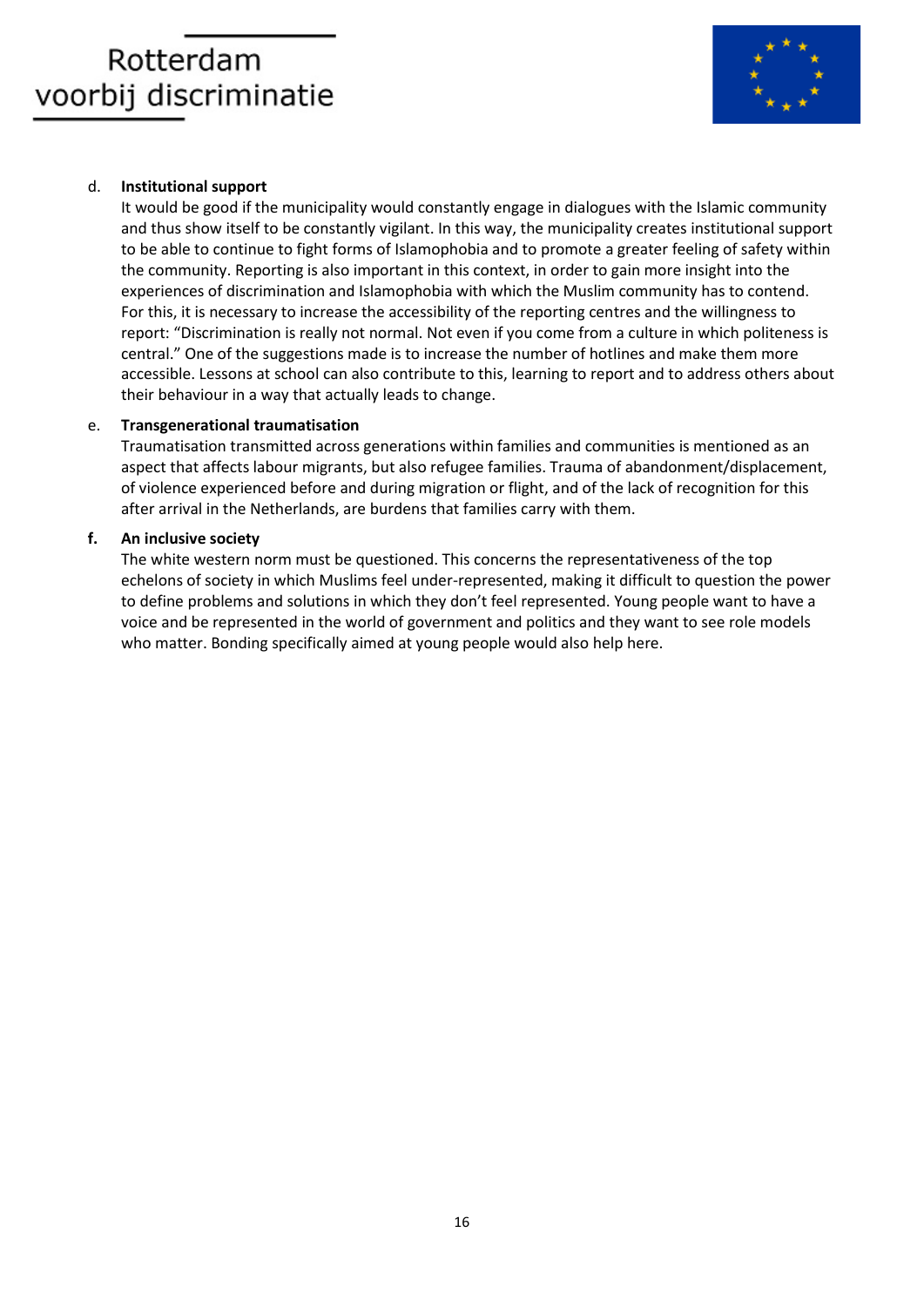d. **Institutional support**

It would be good if the municipality would constantly engage in dialogues with the Islamic community and thus show itself to be constantly vigilant. In this way, the municipality creates institutional support to be able to continue to fight forms of Islamophobia and to promote a greater feeling of safety within the community. Reporting is also important in this context, in order to gain more insight into the experiences of discrimination and Islamophobia with which the Muslim community has to contend. For this, it is necessary to increase the accessibility of the reporting centres and the willingness to report: "Discrimination is really not normal. Not even if you come from a culture in which politeness is central." One of the suggestions made is to increase the number of hotlines and make them more accessible. Lessons at school can also contribute to this, learning to report and to address others about their behaviour in a way that actually leads to change.

e. **Transgenerational traumatisation**

Traumatisation transmitted across generations within families and communities is mentioned as an aspect that affects labour migrants, but also refugee families. Trauma of abandonment/displacement, of violence experienced before and during migration or flight, and of the lack of recognition for this after arrival in the Netherlands, are burdens that families carry with them.

**f. An inclusive society**

The white western norm must be questioned. This concerns the representativeness of the top echelons of society in which Muslims feel under-represented, making it difficult to question the power to define problems and solutions in which they don't feel represented. Young people want to have a voice and be represented in the world of government and politics and they want to see role models who matter. Bonding specifically aimed at young people would also help here.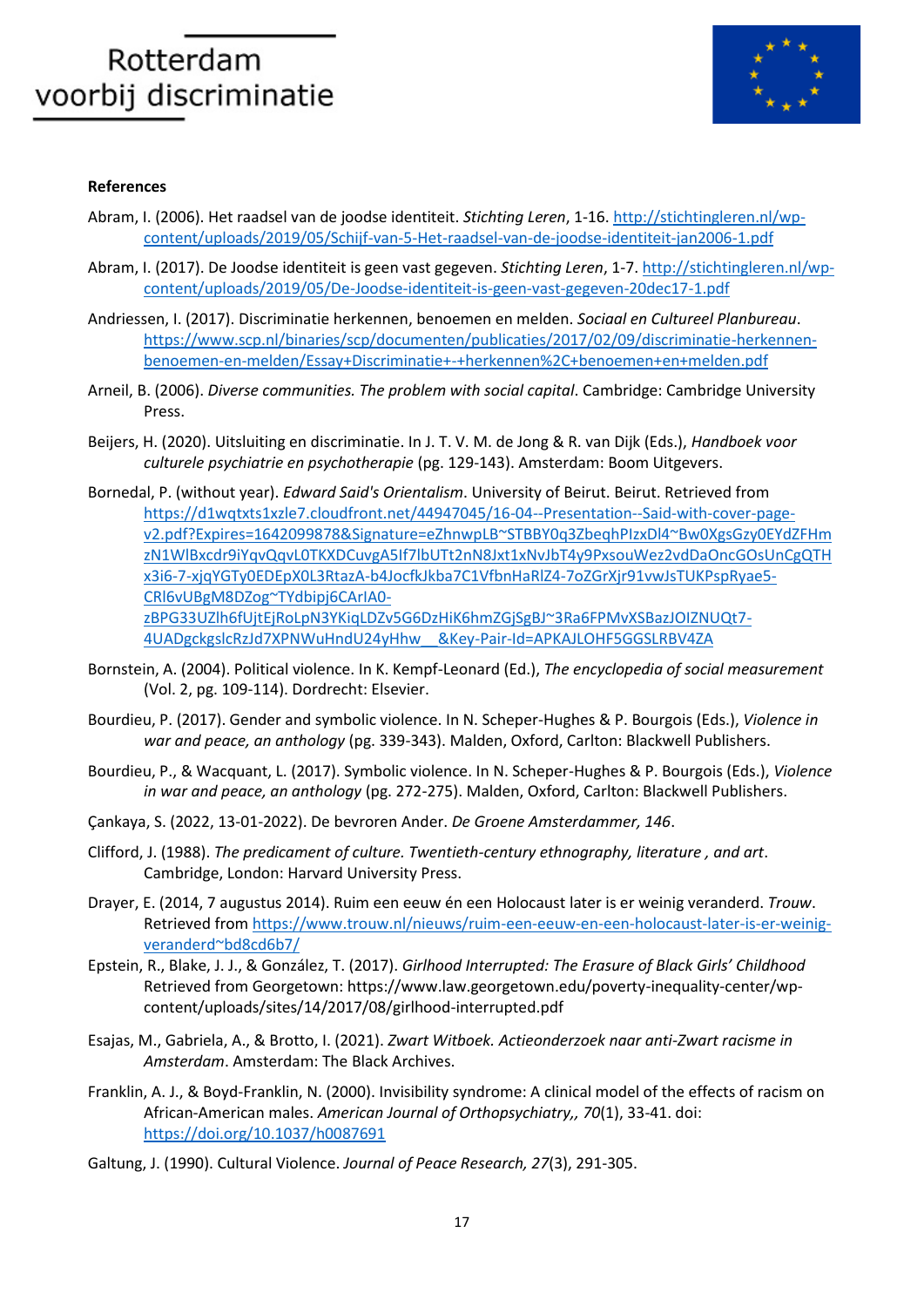**References**

Abram, I. (2006). Het raadsel van de joodse identiteit. *Stichting Leren*, 1-16. http://stichtingleren.nl/wp-content/uploads/2019/05/Schijf-van-5-Het-raadsel-van-de-joodse-identiteit-jan2006-1.pdf

Abram, I. (2017). De Joodse identiteit is geen vast gegeven. *Stichting Leren*, 1-7. http://stichtingleren.nl/wp-content/uploads/2019/05/De-Joodse-identiteit-is-geen-vast-gegeven-20dec17-1.pdf

Andriessen, I. (2017). Discriminatie herkennen, benoemen en melden. *Sociaal en Cultureel Planbureau*. https://www.scp.nl/binaries/scp/documenten/publicaties/2017/02/09/discriminatie-herkennen-benoemen-en-melden/Essay+Discriminatie+-+herkennen%2C+benoemen+en+melden.pdf

Arneil, B. (2006). *Diverse communities. The problem with social capital*. Cambridge: Cambridge University Press.

Beijers, H. (2020). Uitsluiting en discriminatie. In J. T. V. M. de Jong & R. van Dijk (Eds.), *Handboek voor culturele psychiatrie en psychotherapie* (pg. 129-143). Amsterdam: Boom Uitgevers.

Bornedal, P. (without year). *Edward Said's Orientalism*. University of Beirut. Beirut. Retrieved from https://d1wqtxts1xzle7.cloudfront.net/44947045/16-04--Presentation--Said-with-cover-page-v2.pdf?Expires=1642099878&Signature=eZhnwpLB~STBBY0q3ZbeqhPIzxDl4~Bw0XgsGzy0EYdZFHmzN1WlBxcdr9iYqvQqvL0TKXDCuvgA5If7lbUTt2nN8Jxt1xNvJbT4y9PxsouWez2vdDaOncGOsUnCgQTHx3i6-7-xjqYGTy0EDEpX0L3RtazA-b4JocfkJkba7C1VfbnHaRlZ4-7oZGrXjr91vwJsTUKPspRyae5-CRl6vUBgM8DZog~TYdbipj6CArIA0-zBPG33UZlh6fUjtEjRoLpN3YKiqLDZv5G6DzHiK6hmZGjSgBJ~3Ra6FPMvXSBazJOIZNUQt7-4UADgckgslcRzJd7XPNWuHndU24yHhw__&Key-Pair-Id=APKAJLOHF5GGSLRBV4ZA

Bornstein, A. (2004). Political violence. In K. Kempf-Leonard (Ed.), *The encyclopedia of social measurement* (Vol. 2, pg. 109-114). Dordrecht: Elsevier.

Bourdieu, P. (2017). Gender and symbolic violence. In N. Scheper-Hughes & P. Bourgois (Eds.), *Violence in war and peace, an anthology* (pg. 339-343). Malden, Oxford, Carlton: Blackwell Publishers.

Bourdieu, P., & Wacquant, L. (2017). Symbolic violence. In N. Scheper-Hughes & P. Bourgois (Eds.), *Violence in war and peace, an anthology* (pg. 272-275). Malden, Oxford, Carlton: Blackwell Publishers.

Çankaya, S. (2022, 13-01-2022). De bevroren Ander. *De Groene Amsterdammer, 146*.

Clifford, J. (1988). *The predicament of culture. Twentieth-century ethnography, literature , and art*. Cambridge, London: Harvard University Press.

Drayer, E. (2014, 7 augustus 2014). Ruim een eeuw én een Holocaust later is er weinig veranderd. *Trouw*. Retrieved from https://www.trouw.nl/nieuws/ruim-een-eeuw-en-een-holocaust-later-is-er-weinig-veranderd~bd8cd6b7/

Epstein, R., Blake, J. J., & González, T. (2017). *Girlhood Interrupted: The Erasure of Black Girls' Childhood* Retrieved from Georgetown: https://www.law.georgetown.edu/poverty-inequality-center/wp-content/uploads/sites/14/2017/08/girlhood-interrupted.pdf

Esajas, M., Gabriela, A., & Brotto, I. (2021). *Zwart Witboek. Actieonderzoek naar anti-Zwart racisme in Amsterdam*. Amsterdam: The Black Archives.

Franklin, A. J., & Boyd-Franklin, N. (2000). Invisibility syndrome: A clinical model of the effects of racism on African-American males. *American Journal of Orthopsychiatry,, 70*(1), 33-41. doi: https://doi.org/10.1037/h0087691

Galtung, J. (1990). Cultural Violence. *Journal of Peace Research, 27*(3), 291-305.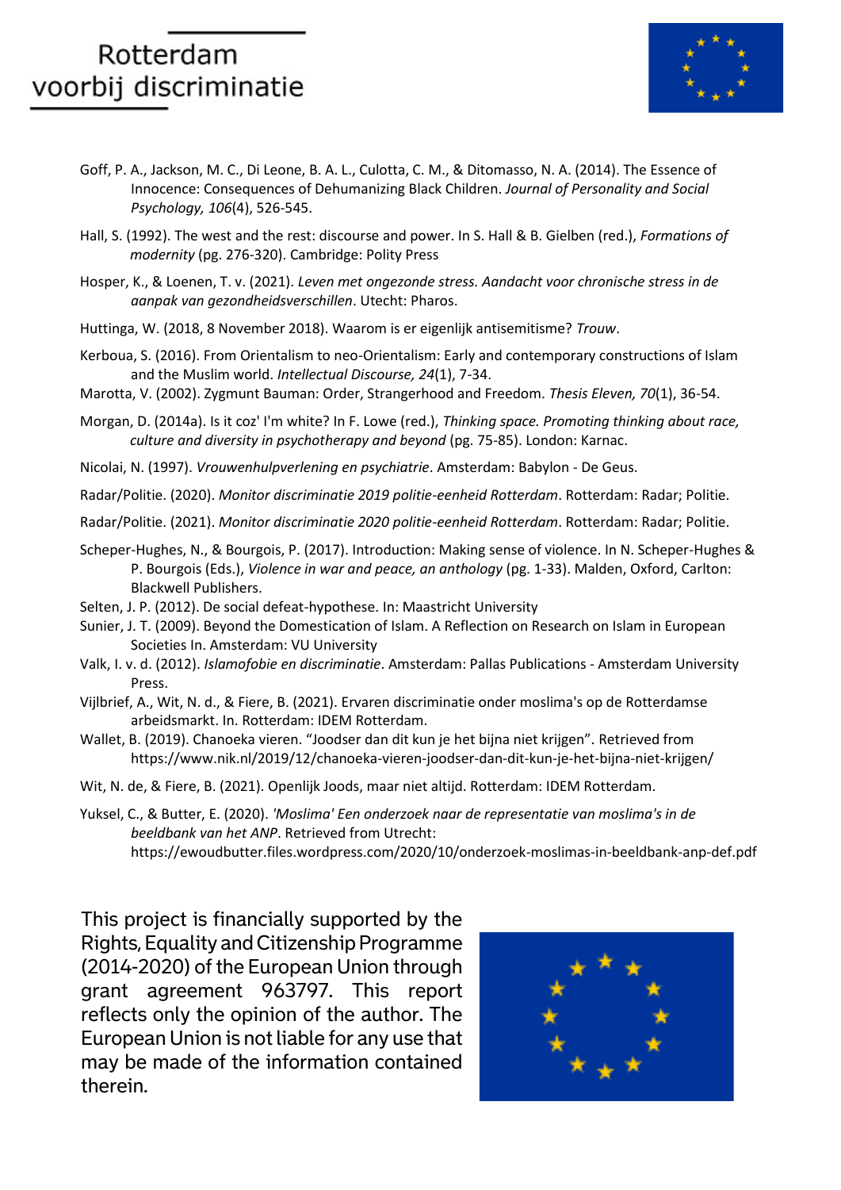Goff, P. A., Jackson, M. C., Di Leone, B. A. L., Culotta, C. M., & Ditomasso, N. A. (2014). The Essence of Innocence: Consequences of Dehumanizing Black Children. *Journal of Personality and Social Psychology, 106*(4), 526-545.

Hall, S. (1992). The west and the rest: discourse and power. In S. Hall & B. Gielben (red.), *Formations of modernity* (pg. 276-320). Cambridge: Polity Press

Hosper, K., & Loenen, T. v. (2021). *Leven met ongezonde stress. Aandacht voor chronische stress in de aanpak van gezondheidsverschillen*. Utecht: Pharos.

Huttinga, W. (2018, 8 November 2018). Waarom is er eigenlijk antisemitisme? *Trouw*.

Kerboua, S. (2016). From Orientalism to neo-Orientalism: Early and contemporary constructions of Islam and the Muslim world. *Intellectual Discourse, 24*(1), 7-34.

Marotta, V. (2002). Zygmunt Bauman: Order, Strangerhood and Freedom. *Thesis Eleven, 70*(1), 36-54.

Morgan, D. (2014a). Is it coz' I'm white? In F. Lowe (red.), *Thinking space. Promoting thinking about race, culture and diversity in psychotherapy and beyond* (pg. 75-85). London: Karnac.

Nicolai, N. (1997). *Vrouwenhulpverlening en psychiatrie*. Amsterdam: Babylon - De Geus.

Radar/Politie. (2020). *Monitor discriminatie 2019 politie-eenheid Rotterdam*. Rotterdam: Radar; Politie.

Radar/Politie. (2021). *Monitor discriminatie 2020 politie-eenheid Rotterdam*. Rotterdam: Radar; Politie.

Scheper-Hughes, N., & Bourgois, P. (2017). Introduction: Making sense of violence. In N. Scheper-Hughes & P. Bourgois (Eds.), *Violence in war and peace, an anthology* (pg. 1-33). Malden, Oxford, Carlton: Blackwell Publishers.

Selten, J. P. (2012). De social defeat-hypothese. In: Maastricht University

Sunier, J. T. (2009). Beyond the Domestication of Islam. A Reflection on Research on Islam in European Societies In. Amsterdam: VU University

Valk, I. v. d. (2012). *Islamofobie en discriminatie*. Amsterdam: Pallas Publications - Amsterdam University Press.

Vijlbrief, A., Wit, N. d., & Fiere, B. (2021). Ervaren discriminatie onder moslima's op de Rotterdamse arbeidsmarkt. In. Rotterdam: IDEM Rotterdam.

Wallet, B. (2019). Chanoeka vieren. "Joodser dan dit kun je het bijna niet krijgen". Retrieved from https://www.nik.nl/2019/12/chanoeka-vieren-joodser-dan-dit-kun-je-het-bijna-niet-krijgen/

Wit, N. de, & Fiere, B. (2021). Openlijk Joods, maar niet altijd. Rotterdam: IDEM Rotterdam.

Yuksel, C., & Butter, E. (2020). *'Moslima' Een onderzoek naar de representatie van moslima's in de beeldbank van het ANP*. Retrieved from Utrecht: https://ewoudbutter.files.wordpress.com/2020/10/onderzoek-moslimas-in-beeldbank-anp-def.pdf

This project is financially supported by the Rights, Equality and Citizenship Programme (2014-2020) of the European Union through grant agreement 963797. This report reflects only the opinion of the author. The European Union is not liable for any use that may be made of the information contained therein.